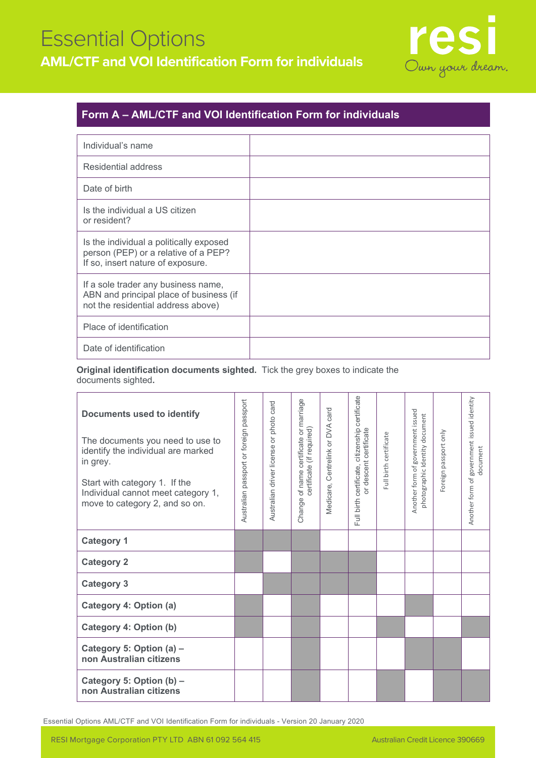# Essential Options

## AML/CTF and VOI Identification Form for individuals

### Form A – AML/CTF and VOI Identification Form for individuals

| | |
|---|---|
| Individual's name | |
| Residential address | |
| Date of birth | |
| Is the individual a US citizen or resident? | |
| Is the individual a politically exposed person (PEP) or a relative of a PEP? If so, insert nature of exposure. | |
| If a sole trader any business name, ABN and principal place of business (if not the residential address above) | |
| Place of identification | |
| Date of identification | |

**Original identification documents sighted.** Tick the grey boxes to indicate the documents sighted**.**

(■ = grey box)

| **Documents used to identify**<br><br>The documents you need to use to identify the individual are marked in grey.<br><br>Start with category 1. If the Individual cannot meet category 1, move to category 2, and so on. | Australian passport or foreign passport | Australian driver license or photo card | Change of name certificate or marriage certificate (if required) | Medicare, Centrelink or DVA card | Full birth certificate, citizenship certificate or descent certificate | Full birth certificate | Another form of government issued photographic Identity document | Foreign passport only | Another form of government issued identity document |
|---|---|---|---|---|---|---|---|---|---|
| **Category 1** | ■ | ■ | ■ | | | | | | |
| **Category 2** | ■ | | ■ | ■ | ■ | | | | |
| **Category 3** | | ■ | ■ | ■ | ■ | | | | |
| **Category 4: Option (a)** | ■ | | ■ | | | | ■ | | |
| **Category 4: Option (b)** | ■ | | ■ | | | ■ | | | ■ |
| **Category 5: Option (a) – non Australian citizens** | | | ■ | | | | ■ | ■ | |
| **Category 5: Option (b) – non Australian citizens** | | | ■ | | | ■ | | ■ | ■ |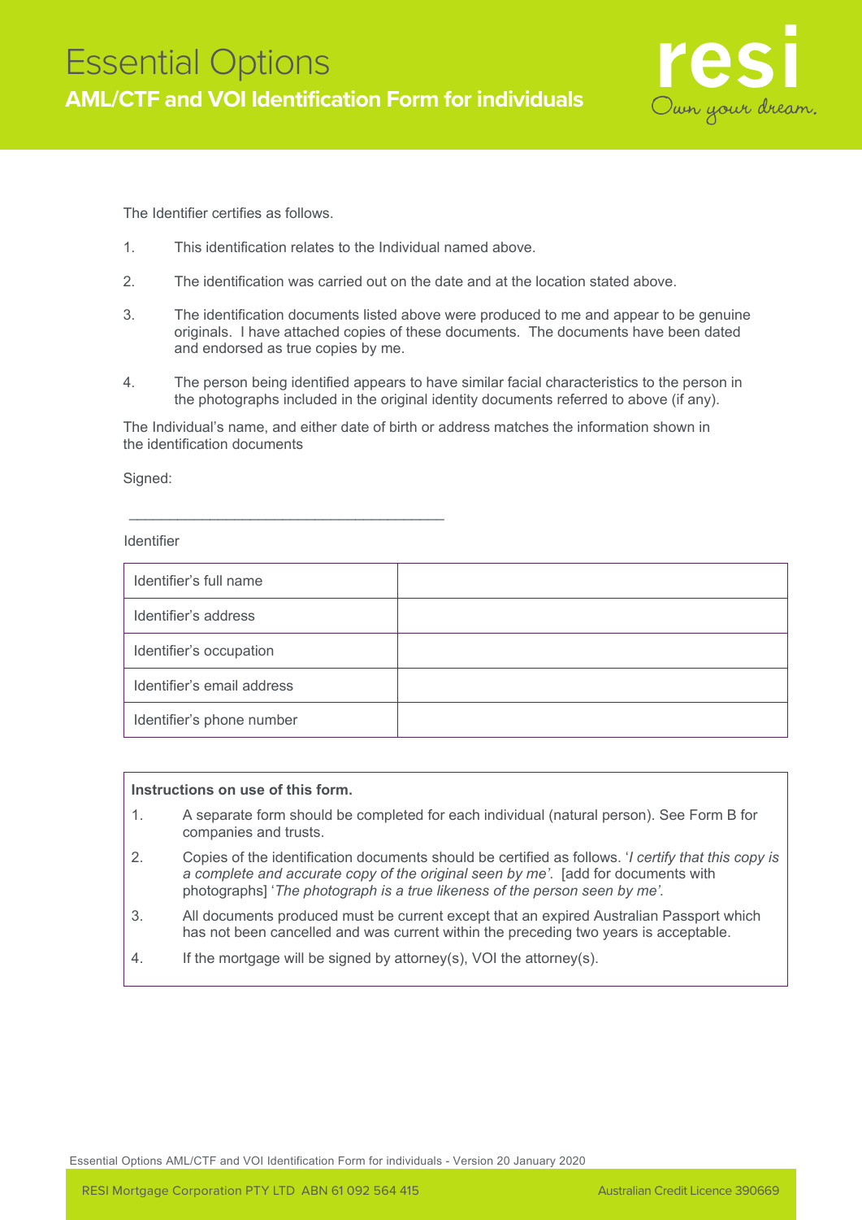# Essential Options

## AML/CTF and VOI Identification Form for individuals

The Identifier certifies as follows.

1. This identification relates to the Individual named above.
2. The identification was carried out on the date and at the location stated above.
3. The identification documents listed above were produced to me and appear to be genuine originals. I have attached copies of these documents. The documents have been dated and endorsed as true copies by me.
4. The person being identified appears to have similar facial characteristics to the person in the photographs included in the original identity documents referred to above (if any).

The Individual's name, and either date of birth or address matches the information shown in the identification documents

Signed:

________________________________________

Identifier

| Identifier's full name | |
|---|---|
| Identifier's address | |
| Identifier's occupation | |
| Identifier's email address | |
| Identifier's phone number | |

**Instructions on use of this form.**

1. A separate form should be completed for each individual (natural person). See Form B for companies and trusts.
2. Copies of the identification documents should be certified as follows. '*I certify that this copy is a complete and accurate copy of the original seen by me*'. [add for documents with photographs] '*The photograph is a true likeness of the person seen by me'.*
3. All documents produced must be current except that an expired Australian Passport which has not been cancelled and was current within the preceding two years is acceptable.
4. If the mortgage will be signed by attorney(s), VOI the attorney(s).

Essential Options AML/CTF and VOI Identification Form for individuals - Version 20 January 2020

RESI Mortgage Corporation PTY LTD ABN 61 092 564 415 Australian Credit Licence 390669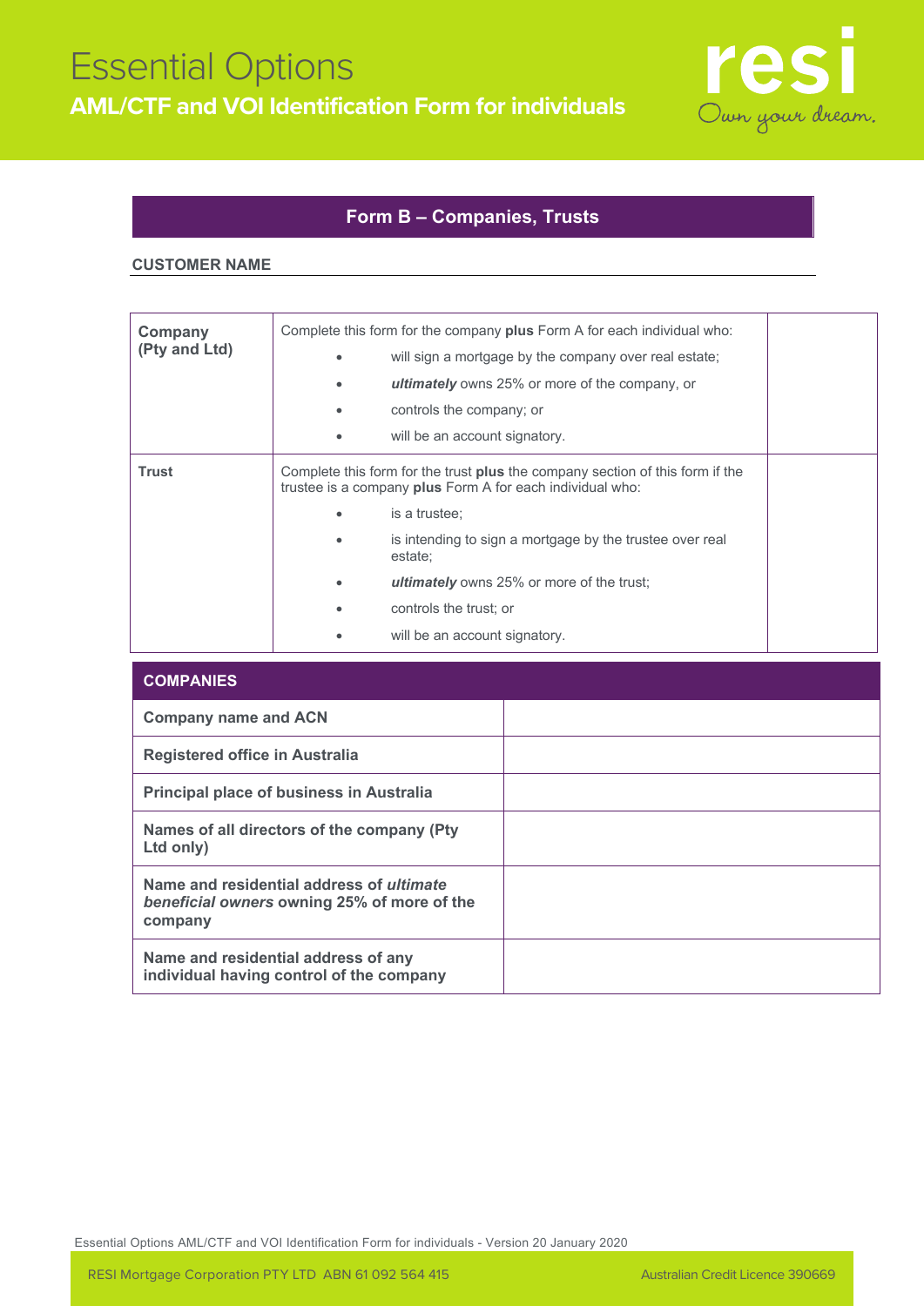# Essential Options

## AML/CTF and VOI Identification Form for individuals

resi
Own your dream.

## Form B – Companies, Trusts

**CUSTOMER NAME**

| | | |
|---|---|---|
| **Company (Pty and Ltd)** | Complete this form for the company **plus** Form A for each individual who:<br>• will sign a mortgage by the company over real estate;<br>• ***ultimately*** owns 25% or more of the company, or<br>• controls the company; or<br>• will be an account signatory. | |
| **Trust** | Complete this form for the trust **plus** the company section of this form if the trustee is a company **plus** Form A for each individual who:<br>• is a trustee;<br>• is intending to sign a mortgage by the trustee over real estate;<br>• ***ultimately*** owns 25% or more of the trust;<br>• controls the trust; or<br>• will be an account signatory. | |

| COMPANIES | |
|---|---|
| **Company name and ACN** | |
| **Registered office in Australia** | |
| **Principal place of business in Australia** | |
| **Names of all directors of the company (Pty Ltd only)** | |
| **Name and residential address of *ultimate beneficial owners* owning 25% of more of the company** | |
| **Name and residential address of any individual having control of the company** | |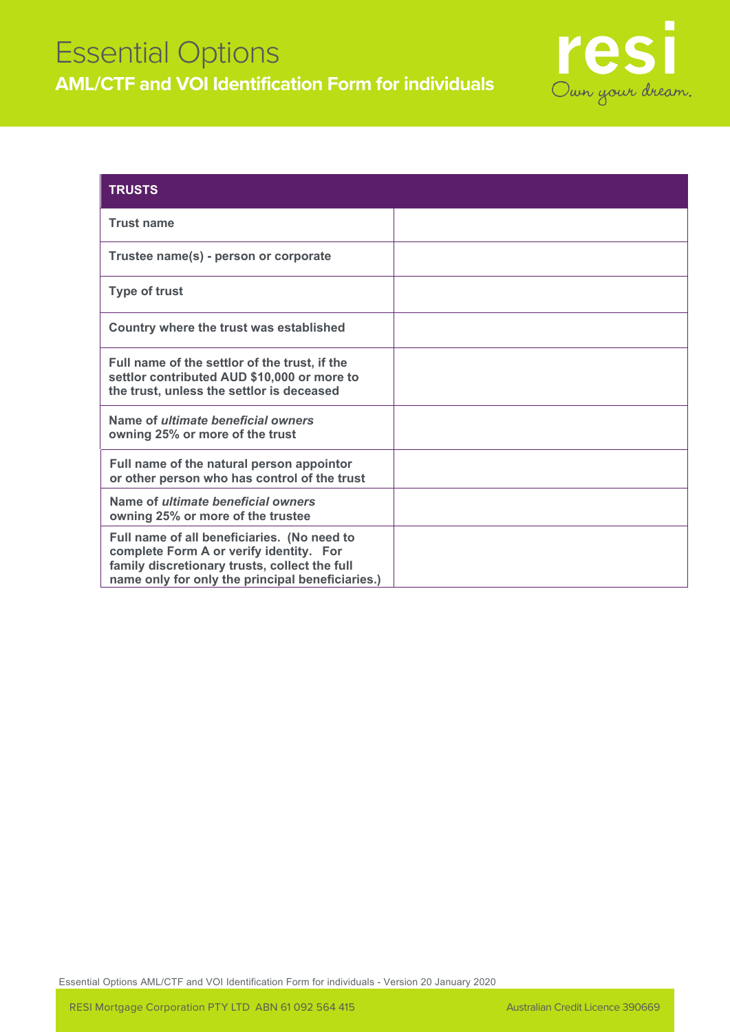# Essential Options

## AML/CTF and VOI Identification Form for individuals

| TRUSTS | |
|---|---|
| **Trust name** | |
| **Trustee name(s) - person or corporate** | |
| **Type of trust** | |
| **Country where the trust was established** | |
| **Full name of the settlor of the trust, if the settlor contributed AUD $10,000 or more to the trust, unless the settlor is deceased** | |
| **Name of *ultimate beneficial owners* owning 25% or more of the trust** | |
| **Full name of the natural person appointor or other person who has control of the trust** | |
| **Name of *ultimate beneficial owners* owning 25% or more of the trustee** | |
| **Full name of all beneficiaries. (No need to complete Form A or verify identity. For family discretionary trusts, collect the full name only for only the principal beneficiaries.)** | |

Essential Options AML/CTF and VOI Identification Form for individuals - Version 20 January 2020

RESI Mortgage Corporation PTY LTD ABN 61 092 564 415

Australian Credit Licence 390669